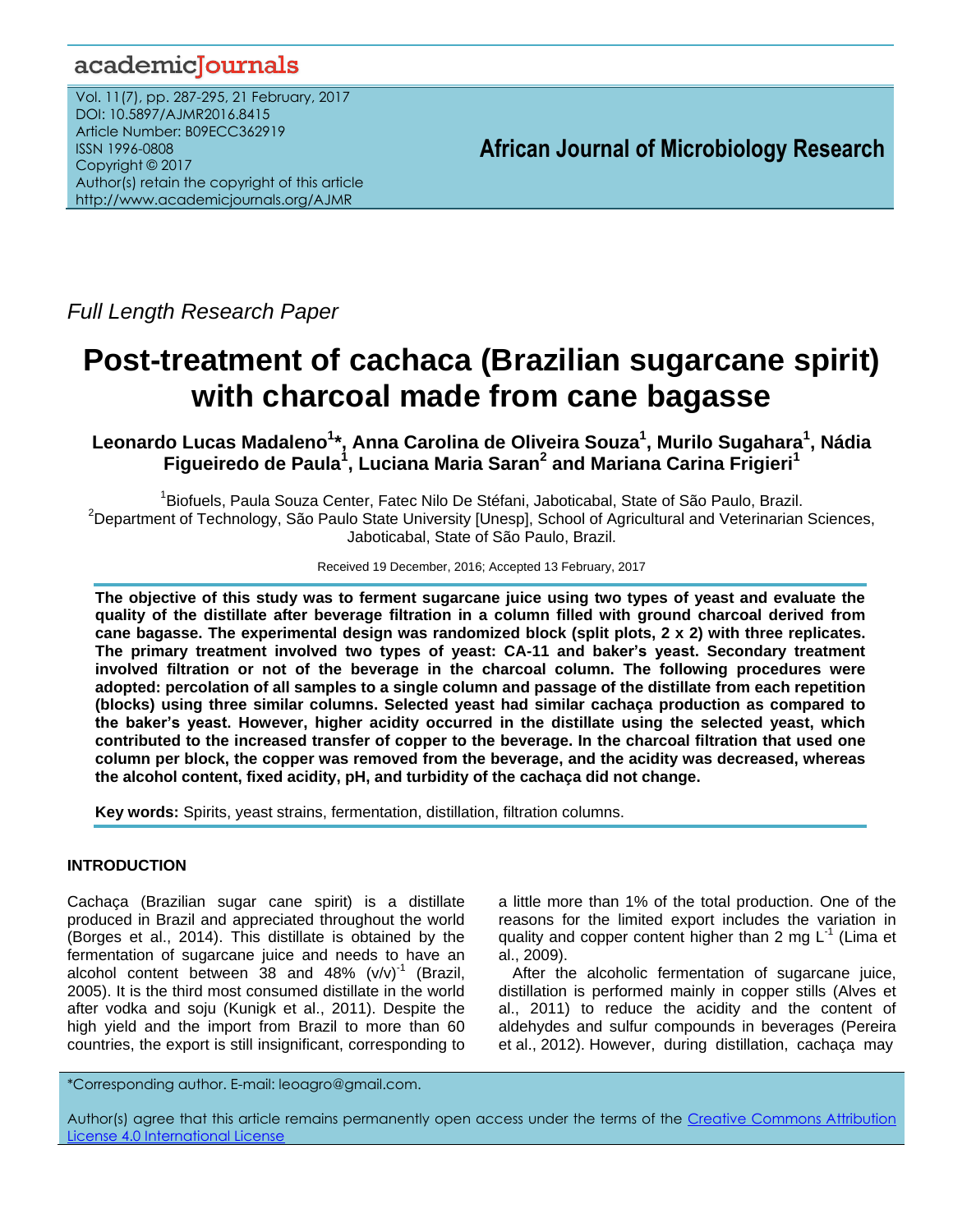Full Length Research Paper

# Post-treatment of cachaca (Brazilian sugarcane spirit) with charcoal made from cane bagasse

**Leonardo Lucas Madaleno[1]\*, Anna Carolina de Oliveira Souza[1], Murilo Sugahara[1], Nádia Figueiredo de Paula[1], Luciana Maria Saran[2] and Mariana Carina Frigieri[1]**

[1]Biofuels, Paula Souza Center, Fatec Nilo De Stéfani, Jaboticabal, State of São Paulo, Brazil.
[2]Department of Technology, São Paulo State University [Unesp], School of Agricultural and Veterinarian Sciences, Jaboticabal, State of São Paulo, Brazil.

Received 19 December, 2016; Accepted 13 February, 2017

**The objective of this study was to ferment sugarcane juice using two types of yeast and evaluate the quality of the distillate after beverage filtration in a column filled with ground charcoal derived from cane bagasse. The experimental design was randomized block (split plots, 2 x 2) with three replicates. The primary treatment involved two types of yeast: CA-11 and baker's yeast. Secondary treatment involved filtration or not of the beverage in the charcoal column. The following procedures were adopted: percolation of all samples to a single column and passage of the distillate from each repetition (blocks) using three similar columns. Selected yeast had similar cachaça production as compared to the baker's yeast. However, higher acidity occurred in the distillate using the selected yeast, which contributed to the increased transfer of copper to the beverage. In the charcoal filtration that used one column per block, the copper was removed from the beverage, and the acidity was decreased, whereas the alcohol content, fixed acidity, pH, and turbidity of the cachaça did not change.**

**Key words:** Spirits, yeast strains, fermentation, distillation, filtration columns.

## INTRODUCTION

Cachaça (Brazilian sugar cane spirit) is a distillate produced in Brazil and appreciated throughout the world (Borges et al., 2014). This distillate is obtained by the fermentation of sugarcane juice and needs to have an alcohol content between 38 and 48% $(v/v)^{-1}$ (Brazil, 2005). It is the third most consumed distillate in the world after vodka and soju (Kunigk et al., 2011). Despite the high yield and the import from Brazil to more than 60 countries, the export is still insignificant, corresponding to a little more than 1% of the total production. One of the reasons for the limited export includes the variation in quality and copper content higher than 2 mg $L^{-1}$ (Lima et al., 2009).

After the alcoholic fermentation of sugarcane juice, distillation is performed mainly in copper stills (Alves et al., 2011) to reduce the acidity and the content of aldehydes and sulfur compounds in beverages (Pereira et al., 2012). However, during distillation, cachaça may

\*Corresponding author. E-mail: leoagro@gmail.com.

Author(s) agree that this article remains permanently open access under the terms of the Creative Commons Attribution License 4.0 International License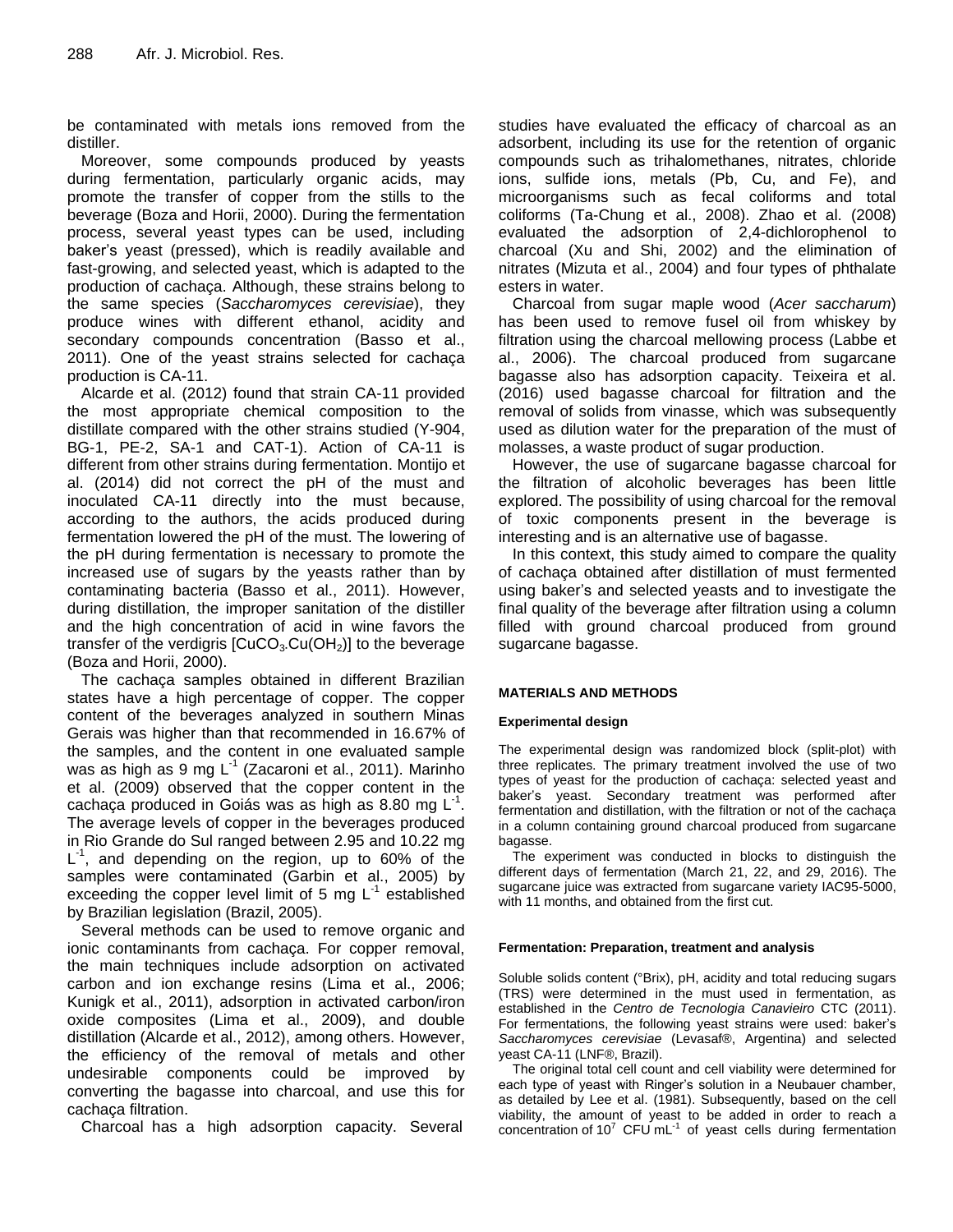be contaminated with metals ions removed from the distiller.

Moreover, some compounds produced by yeasts during fermentation, particularly organic acids, may promote the transfer of copper from the stills to the beverage (Boza and Horii, 2000). During the fermentation process, several yeast types can be used, including baker's yeast (pressed), which is readily available and fast-growing, and selected yeast, which is adapted to the production of cachaça. Although, these strains belong to the same species (*Saccharomyces cerevisiae*), they produce wines with different ethanol, acidity and secondary compounds concentration (Basso et al., 2011). One of the yeast strains selected for cachaça production is CA-11.

Alcarde et al. (2012) found that strain CA-11 provided the most appropriate chemical composition to the distillate compared with the other strains studied (Y-904, BG-1, PE-2, SA-1 and CAT-1). Action of CA-11 is different from other strains during fermentation. Montijo et al. (2014) did not correct the pH of the must and inoculated CA-11 directly into the must because, according to the authors, the acids produced during fermentation lowered the pH of the must. The lowering of the pH during fermentation is necessary to promote the increased use of sugars by the yeasts rather than by contaminating bacteria (Basso et al., 2011). However, during distillation, the improper sanitation of the distiller and the high concentration of acid in wine favors the transfer of the verdigris [$CuCO_3.Cu(OH_2)$] to the beverage (Boza and Horii, 2000).

The cachaça samples obtained in different Brazilian states have a high percentage of copper. The copper content of the beverages analyzed in southern Minas Gerais was higher than that recommended in 16.67% of the samples, and the content in one evaluated sample was as high as 9 mg $L^{-1}$ (Zacaroni et al., 2011). Marinho et al. (2009) observed that the copper content in the cachaça produced in Goiás was as high as 8.80 mg $L^{-1}$. The average levels of copper in the beverages produced in Rio Grande do Sul ranged between 2.95 and 10.22 mg $L^{-1}$, and depending on the region, up to 60% of the samples were contaminated (Garbin et al., 2005) by exceeding the copper level limit of 5 mg $L^{-1}$ established by Brazilian legislation (Brazil, 2005).

Several methods can be used to remove organic and ionic contaminants from cachaça. For copper removal, the main techniques include adsorption on activated carbon and ion exchange resins (Lima et al., 2006; Kunigk et al., 2011), adsorption in activated carbon/iron oxide composites (Lima et al., 2009), and double distillation (Alcarde et al., 2012), among others. However, the efficiency of the removal of metals and other undesirable components could be improved by converting the bagasse into charcoal, and use this for cachaça filtration.

Charcoal has a high adsorption capacity. Several studies have evaluated the efficacy of charcoal as an adsorbent, including its use for the retention of organic compounds such as trihalomethanes, nitrates, chloride ions, sulfide ions, metals (Pb, Cu, and Fe), and microorganisms such as fecal coliforms and total coliforms (Ta-Chung et al., 2008). Zhao et al. (2008) evaluated the adsorption of 2,4-dichlorophenol to charcoal (Xu and Shi, 2002) and the elimination of nitrates (Mizuta et al., 2004) and four types of phthalate esters in water.

Charcoal from sugar maple wood (*Acer saccharum*) has been used to remove fusel oil from whiskey by filtration using the charcoal mellowing process (Labbe et al., 2006). The charcoal produced from sugarcane bagasse also has adsorption capacity. Teixeira et al. (2016) used bagasse charcoal for filtration and the removal of solids from vinasse, which was subsequently used as dilution water for the preparation of the must of molasses, a waste product of sugar production.

However, the use of sugarcane bagasse charcoal for the filtration of alcoholic beverages has been little explored. The possibility of using charcoal for the removal of toxic components present in the beverage is interesting and is an alternative use of bagasse.

In this context, this study aimed to compare the quality of cachaça obtained after distillation of must fermented using baker's and selected yeasts and to investigate the final quality of the beverage after filtration using a column filled with ground charcoal produced from ground sugarcane bagasse.

## MATERIALS AND METHODS

### Experimental design

The experimental design was randomized block (split-plot) with three replicates. The primary treatment involved the use of two types of yeast for the production of cachaça: selected yeast and baker's yeast. Secondary treatment was performed after fermentation and distillation, with the filtration or not of the cachaça in a column containing ground charcoal produced from sugarcane bagasse.

The experiment was conducted in blocks to distinguish the different days of fermentation (March 21, 22, and 29, 2016). The sugarcane juice was extracted from sugarcane variety IAC95-5000, with 11 months, and obtained from the first cut.

### Fermentation: Preparation, treatment and analysis

Soluble solids content (°Brix), pH, acidity and total reducing sugars (TRS) were determined in the must used in fermentation, as established in the *Centro de Tecnologia Canavieiro* CTC (2011). For fermentations, the following yeast strains were used: baker's *Saccharomyces cerevisiae* (Levasaf®, Argentina) and selected yeast CA-11 (LNF®, Brazil).

The original total cell count and cell viability were determined for each type of yeast with Ringer's solution in a Neubauer chamber, as detailed by Lee et al. (1981). Subsequently, based on the cell viability, the amount of yeast to be added in order to reach a concentration of $10^7$ CFU $mL^{-1}$ of yeast cells during fermentation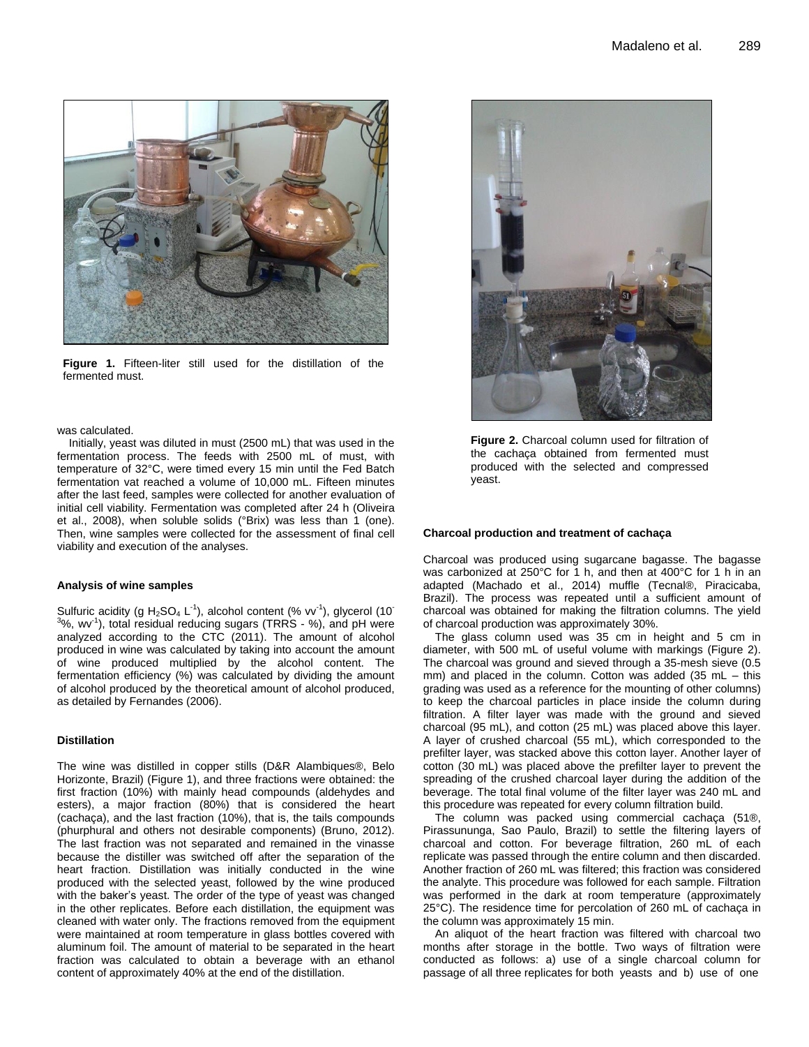Figure 1. Fifteen-liter still used for the distillation of the fermented must.

Figure 2. Charcoal column used for filtration of the cachaça obtained from fermented must produced with the selected and compressed yeast.

was calculated.

Initially, yeast was diluted in must (2500 mL) that was used in the fermentation process. The feeds with 2500 mL of must, with temperature of 32°C, were timed every 15 min until the Fed Batch fermentation vat reached a volume of 10,000 mL. Fifteen minutes after the last feed, samples were collected for another evaluation of initial cell viability. Fermentation was completed after 24 h (Oliveira et al., 2008), when soluble solids (°Brix) was less than 1 (one). Then, wine samples were collected for the assessment of final cell viability and execution of the analyses.

#### Analysis of wine samples

Sulfuric acidity (g $H_2SO_4$ $L^{-1}$), alcohol content (% $vv^{-1}$), glycerol ($10^{-3}$%, $wv^{-1}$), total residual reducing sugars (TRRS - %), and pH were analyzed according to the CTC (2011). The amount of alcohol produced in wine was calculated by taking into account the amount of wine produced multiplied by the alcohol content. The fermentation efficiency (%) was calculated by dividing the amount of alcohol produced by the theoretical amount of alcohol produced, as detailed by Fernandes (2006).

#### Distillation

The wine was distilled in copper stills (D&R Alambiques®, Belo Horizonte, Brazil) (Figure 1), and three fractions were obtained: the first fraction (10%) with mainly head compounds (aldehydes and esters), a major fraction (80%) that is considered the heart (cachaça), and the last fraction (10%), that is, the tails compounds (phurphural and others not desirable components) (Bruno, 2012). The last fraction was not separated and remained in the vinasse because the distiller was switched off after the separation of the heart fraction. Distillation was initially conducted in the wine produced with the selected yeast, followed by the wine produced with the baker's yeast. The order of the type of yeast was changed in the other replicates. Before each distillation, the equipment was cleaned with water only. The fractions removed from the equipment were maintained at room temperature in glass bottles covered with aluminum foil. The amount of material to be separated in the heart fraction was calculated to obtain a beverage with an ethanol content of approximately 40% at the end of the distillation.

#### Charcoal production and treatment of cachaça

Charcoal was produced using sugarcane bagasse. The bagasse was carbonized at 250°C for 1 h, and then at 400°C for 1 h in an adapted (Machado et al., 2014) muffle (Tecnal®, Piracicaba, Brazil). The process was repeated until a sufficient amount of charcoal was obtained for making the filtration columns. The yield of charcoal production was approximately 30%.

The glass column used was 35 cm in height and 5 cm in diameter, with 500 mL of useful volume with markings (Figure 2). The charcoal was ground and sieved through a 35-mesh sieve (0.5 mm) and placed in the column. Cotton was added (35 mL – this grading was used as a reference for the mounting of other columns) to keep the charcoal particles in place inside the column during filtration. A filter layer was made with the ground and sieved charcoal (95 mL), and cotton (25 mL) was placed above this layer. A layer of crushed charcoal (55 mL), which corresponded to the prefilter layer, was stacked above this cotton layer. Another layer of cotton (30 mL) was placed above the prefilter layer to prevent the spreading of the crushed charcoal layer during the addition of the beverage. The total final volume of the filter layer was 240 mL and this procedure was repeated for every column filtration build.

The column was packed using commercial cachaça (51®, Pirassununga, Sao Paulo, Brazil) to settle the filtering layers of charcoal and cotton. For beverage filtration, 260 mL of each replicate was passed through the entire column and then discarded. Another fraction of 260 mL was filtered; this fraction was considered the analyte. This procedure was followed for each sample. Filtration was performed in the dark at room temperature (approximately 25°C). The residence time for percolation of 260 mL of cachaça in the column was approximately 15 min.

An aliquot of the heart fraction was filtered with charcoal two months after storage in the bottle. Two ways of filtration were conducted as follows: a) use of a single charcoal column for passage of all three replicates for both yeasts and b) use of one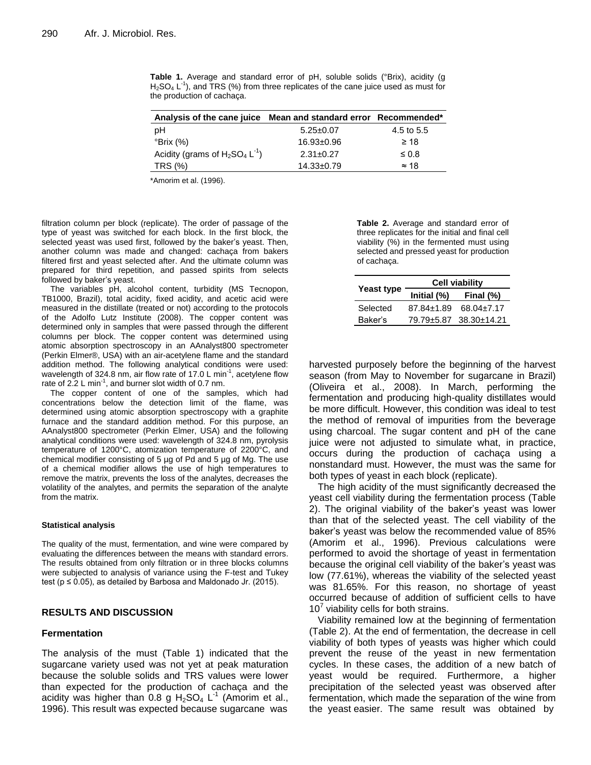**Table 1.** Average and standard error of pH, soluble solids (°Brix), acidity (g $H_2SO_4$ $L^{-1}$), and TRS (%) from three replicates of the cane juice used as must for the production of cachaça.

| Analysis of the cane juice | Mean and standard error | Recommended* |
|---|---|---|
| pH | 5.25±0.07 | 4.5 to 5.5 |
| °Brix (%) | 16.93±0.96 | ≥ 18 |
| Acidity (grams of $H_2SO_4$ $L^{-1}$) | 2.31±0.27 | ≤ 0.8 |
| TRS (%) | 14.33±0.79 | ≈ 18 |

*Amorim et al. (1996).

filtration column per block (replicate). The order of passage of the type of yeast was switched for each block. In the first block, the selected yeast was used first, followed by the baker's yeast. Then, another column was made and changed: cachaça from bakers filtered first and yeast selected after. And the ultimate column was prepared for third repetition, and passed spirits from selects followed by baker's yeast.

The variables pH, alcohol content, turbidity (MS Tecnopon, TB1000, Brazil), total acidity, fixed acidity, and acetic acid were measured in the distillate (treated or not) according to the protocols of the Adolfo Lutz Institute (2008). The copper content was determined only in samples that were passed through the different columns per block. The copper content was determined using atomic absorption spectroscopy in an AAnalyst800 spectrometer (Perkin Elmer®, USA) with an air-acetylene flame and the standard addition method. The following analytical conditions were used: wavelength of 324.8 nm, air flow rate of 17.0 L $min^{-1}$, acetylene flow rate of 2.2 L $min^{-1}$, and burner slot width of 0.7 nm.

The copper content of one of the samples, which had concentrations below the detection limit of the flame, was determined using atomic absorption spectroscopy with a graphite furnace and the standard addition method. For this purpose, an AAnalyst800 spectrometer (Perkin Elmer, USA) and the following analytical conditions were used: wavelength of 324.8 nm, pyrolysis temperature of 1200°C, atomization temperature of 2200°C, and chemical modifier consisting of 5 µg of Pd and 5 µg of Mg. The use of a chemical modifier allows the use of high temperatures to remove the matrix, prevents the loss of the analytes, decreases the volatility of the analytes, and permits the separation of the analyte from the matrix.

#### Statistical analysis

The quality of the must, fermentation, and wine were compared by evaluating the differences between the means with standard errors. The results obtained from only filtration or in three blocks columns were subjected to analysis of variance using the F-test and Tukey test ($p \leq 0.05$), as detailed by Barbosa and Maldonado Jr. (2015).

## RESULTS AND DISCUSSION

### Fermentation

The analysis of the must (Table 1) indicated that the sugarcane variety used was not yet at peak maturation because the soluble solids and TRS values were lower than expected for the production of cachaça and the acidity was higher than 0.8 g $H_2SO_4$ $L^{-1}$ (Amorim et al., 1996). This result was expected because sugarcane was harvested purposely before the beginning of the harvest season (from May to November for sugarcane in Brazil) (Oliveira et al., 2008). In March, performing the fermentation and producing high-quality distillates would be more difficult. However, this condition was ideal to test the method of removal of impurities from the beverage using charcoal. The sugar content and pH of the cane juice were not adjusted to simulate what, in practice, occurs during the production of cachaça using a nonstandard must. However, the must was the same for both types of yeast in each block (replicate).

**Table 2.** Average and standard error of three replicates for the initial and final cell viability (%) in the fermented must using selected and pressed yeast for production of cachaça.

| Yeast type | Cell viability | |
|---|---|---|
| | Initial (%) | Final (%) |
| Selected | 87.84±1.89 | 68.04±7.17 |
| Baker's | 79.79±5.87 | 38.30±14.21 |

The high acidity of the must significantly decreased the yeast cell viability during the fermentation process (Table 2). The original viability of the baker's yeast was lower than that of the selected yeast. The cell viability of the baker's yeast was below the recommended value of 85% (Amorim et al., 1996). Previous calculations were performed to avoid the shortage of yeast in fermentation because the original cell viability of the baker's yeast was low (77.61%), whereas the viability of the selected yeast was 81.65%. For this reason, no shortage of yeast occurred because of addition of sufficient cells to have $10^7$ viability cells for both strains.

Viability remained low at the beginning of fermentation (Table 2). At the end of fermentation, the decrease in cell viability of both types of yeasts was higher which could prevent the reuse of the yeast in new fermentation cycles. In these cases, the addition of a new batch of yeast would be required. Furthermore, a higher precipitation of the selected yeast was observed after fermentation, which made the separation of the wine from the yeast easier. The same result was obtained by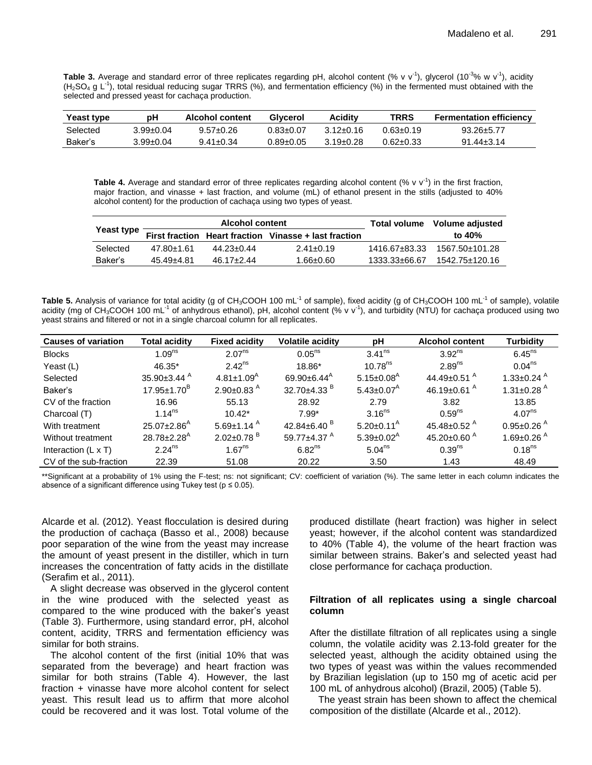**Table 3.** Average and standard error of three replicates regarding pH, alcohol content (% v $v^{-1}$), glycerol ($10^{-3}$% w $v^{-1}$), acidity ($H_2SO_4$ g $L^{-1}$), total residual reducing sugar TRRS (%), and fermentation efficiency (%) in the fermented must obtained with the selected and pressed yeast for cachaça production.

| Yeast type | pH | Alcohol content | Glycerol | Acidity | TRRS | Fermentation efficiency |
|---|---|---|---|---|---|---|
| Selected | 3.99±0.04 | 9.57±0.26 | 0.83±0.07 | 3.12±0.16 | 0.63±0.19 | 93.26±5.77 |
| Baker's | 3.99±0.04 | 9.41±0.34 | 0.89±0.05 | 3.19±0.28 | 0.62±0.33 | 91.44±3.14 |

**Table 4.** Average and standard error of three replicates regarding alcohol content (% v $v^{-1}$) in the first fraction, major fraction, and vinasse + last fraction, and volume (mL) of ethanol present in the stills (adjusted to 40% alcohol content) for the production of cachaça using two types of yeast.

| Yeast type | Alcohol content | | | Total volume | Volume adjusted to 40% |
|---|---|---|---|---|---|
| | First fraction | Heart fraction | Vinasse + last fraction | | |
| Selected | 47.80±1.61 | 44.23±0.44 | 2.41±0.19 | 1416.67±83.33 | 1567.50±101.28 |
| Baker's | 45.49±4.81 | 46.17±2.44 | 1.66±0.60 | 1333.33±66.67 | 1542.75±120.16 |

**Table 5.** Analysis of variance for total acidity (g of $CH_3COOH$ 100 $mL^{-1}$ of sample), fixed acidity (g of $CH_3COOH$ 100 $mL^{-1}$ of sample), volatile acidity (mg of $CH_3COOH$ 100 $mL^{-1}$ of anhydrous ethanol), pH, alcohol content (% v $v^{-1}$), and turbidity (NTU) for cachaça produced using two yeast strains and filtered or not in a single charcoal column for all replicates.

| Causes of variation | Total acidity | Fixed acidity | Volatile acidity | pH | Alcohol content | Turbidity |
|---|---|---|---|---|---|---|
| Blocks | 1.09[ns] | 2.07[ns] | 0.05[ns] | 3.41[ns] | 3.92[ns] | 6.45[ns] |
| Yeast (L) | 46.35* | 2.42[ns] | 18.86* | 10.78[ns] | 2.89[ns] | 0.04[ns] |
| Selected | 35.90±3.44 [A] | 4.81±1.09[A] | 69.90±6.44[A] | 5.15±0.08[A] | 44.49±0.51 [A] | 1.33±0.24 [A] |
| Baker's | 17.95±1.70[B] | 2.90±0.83 [A] | 32.70±4.33 [B] | 5.43±0.07[A] | 46.19±0.61 [A] | 1.31±0.28 [A] |
| CV of the fraction | 16.96 | 55.13 | 28.92 | 2.79 | 3.82 | 13.85 |
| Charcoal (T) | 1.14[ns] | 10.42* | 7.99* | 3.16[ns] | 0.59[ns] | 4.07[ns] |
| With treatment | 25.07±2.86[A] | 5.69±1.14 [A] | 42.84±6.40 [B] | 5.20±0.11[A] | 45.48±0.52 [A] | 0.95±0.26 [A] |
| Without treatment | 28.78±2.28[A] | 2.02±0.78 [B] | 59.77±4.37 [A] | 5.39±0.02[A] | 45.20±0.60 [A] | 1.69±0.26 [A] |
| Interaction (L x T) | 2.24[ns] | 1.67[ns] | 6.82[ns] | 5.04[ns] | 0.39[ns] | 0.18[ns] |
| CV of the sub-fraction | 22.39 | 51.08 | 20.22 | 3.50 | 1.43 | 48.49 |

**Significant at a probability of 1% using the F-test; ns: not significant; CV: coefficient of variation (%). The same letter in each column indicates the absence of a significant difference using Tukey test ($p \leq 0.05$).

Alcarde et al. (2012). Yeast flocculation is desired during the production of cachaça (Basso et al., 2008) because poor separation of the wine from the yeast may increase the amount of yeast present in the distiller, which in turn increases the concentration of fatty acids in the distillate (Serafim et al., 2011).

A slight decrease was observed in the glycerol content in the wine produced with the selected yeast as compared to the wine produced with the baker's yeast (Table 3). Furthermore, using standard error, pH, alcohol content, acidity, TRRS and fermentation efficiency was similar for both strains.

The alcohol content of the first (initial 10% that was separated from the beverage) and heart fraction was similar for both strains (Table 4). However, the last fraction + vinasse have more alcohol content for select yeast. This result lead us to affirm that more alcohol could be recovered and it was lost. Total volume of the produced distillate (heart fraction) was higher in select yeast; however, if the alcohol content was standardized to 40% (Table 4), the volume of the heart fraction was similar between strains. Baker's and selected yeast had close performance for cachaça production.

### Filtration of all replicates using a single charcoal column

After the distillate filtration of all replicates using a single column, the volatile acidity was 2.13-fold greater for the selected yeast, although the acidity obtained using the two types of yeast was within the values recommended by Brazilian legislation (up to 150 mg of acetic acid per 100 mL of anhydrous alcohol) (Brazil, 2005) (Table 5).

The yeast strain has been shown to affect the chemical composition of the distillate (Alcarde et al., 2012).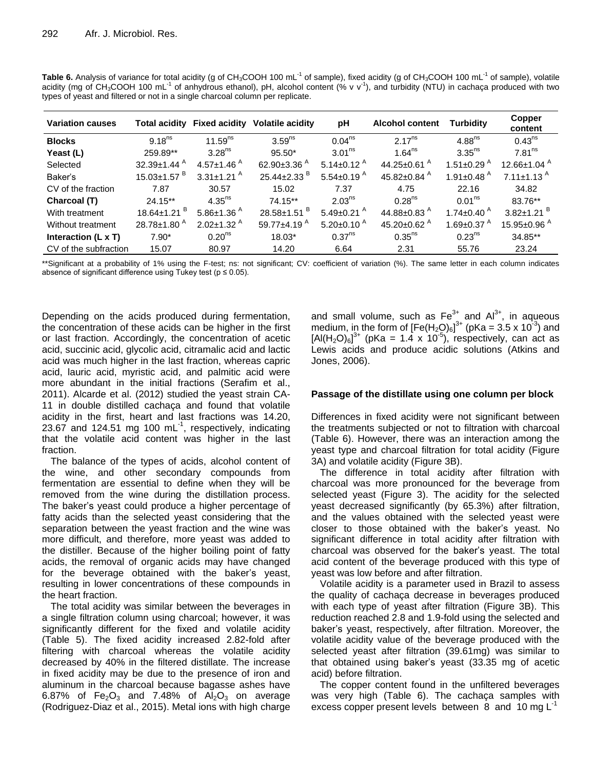**Table 6.** Analysis of variance for total acidity (g of $CH_3COOH$ 100 $mL^{-1}$ of sample), fixed acidity (g of $CH_3COOH$ 100 $mL^{-1}$ of sample), volatile acidity (mg of $CH_3COOH$ 100 $mL^{-1}$ of anhydrous ethanol), pH, alcohol content (% v $v^{-1}$), and turbidity (NTU) in cachaça produced with two types of yeast and filtered or not in a single charcoal column per replicate.

| Variation causes | Total acidity | Fixed acidity | Volatile acidity | pH | Alcohol content | Turbidity | Copper content |
|---|---|---|---|---|---|---|---|
| **Blocks** | $9.18^{ns}$ | $11.59^{ns}$ | $3.59^{ns}$ | $0.04^{ns}$ | $2.17^{ns}$ | $4.88^{ns}$ | $0.43^{ns}$ |
| **Yeast (L)** | 259.89** | $3.28^{ns}$ | 95.50* | $3.01^{ns}$ | $1.64^{ns}$ | $3.35^{ns}$ | $7.81^{ns}$ |
| Selected | 32.39±1.44 $^{A}$ | 4.57±1.46 $^{A}$ | 62.90±3.36 $^{A}$ | 5.14±0.12 $^{A}$ | 44.25±0.61 $^{A}$ | 1.51±0.29 $^{A}$ | 12.66±1.04 $^{A}$ |
| Baker's | 15.03±1.57 $^{B}$ | 3.31±1.21 $^{A}$ | 25.44±2.33 $^{B}$ | 5.54±0.19 $^{A}$ | 45.82±0.84 $^{A}$ | 1.91±0.48 $^{A}$ | 7.11±1.13 $^{A}$ |
| CV of the fraction | 7.87 | 30.57 | 15.02 | 7.37 | 4.75 | 22.16 | 34.82 |
| **Charcoal (T)** | 24.15** | $4.35^{ns}$ | 74.15** | $2.03^{ns}$ | $0.28^{ns}$ | $0.01^{ns}$ | 83.76** |
| With treatment | 18.64±1.21 $^{B}$ | 5.86±1.36 $^{A}$ | 28.58±1.51 $^{B}$ | 5.49±0.21 $^{A}$ | 44.88±0.83 $^{A}$ | 1.74±0.40 $^{A}$ | 3.82±1.21 $^{B}$ |
| Without treatment | 28.78±1.80 $^{A}$ | 2.02±1.32 $^{A}$ | 59.77±4.19 $^{A}$ | 5.20±0.10 $^{A}$ | 45.20±0.62 $^{A}$ | 1.69±0.37 $^{A}$ | 15.95±0.96 $^{A}$ |
| **Interaction (L x T)** | 7.90* | $0.20^{ns}$ | 18.03* | $0.37^{ns}$ | $0.35^{ns}$ | $0.23^{ns}$ | 34.85** |
| CV of the subfraction | 15.07 | 80.97 | 14.20 | 6.64 | 2.31 | 55.76 | 23.24 |

**Significant at a probability of 1% using the F-test; ns: not significant; CV: coefficient of variation (%). The same letter in each column indicates absence of significant difference using Tukey test ($p \leq 0.05$).

Depending on the acids produced during fermentation, the concentration of these acids can be higher in the first or last fraction. Accordingly, the concentration of acetic acid, succinic acid, glycolic acid, citramalic acid and lactic acid was much higher in the last fraction, whereas capric acid, lauric acid, myristic acid, and palmitic acid were more abundant in the initial fractions (Serafim et al., 2011). Alcarde et al. (2012) studied the yeast strain CA-11 in double distilled cachaça and found that volatile acidity in the first, heart and last fractions was 14.20, 23.67 and 124.51 mg 100 $mL^{-1}$, respectively, indicating that the volatile acid content was higher in the last fraction.

The balance of the types of acids, alcohol content of the wine, and other secondary compounds from fermentation are essential to define when they will be removed from the wine during the distillation process. The baker's yeast could produce a higher percentage of fatty acids than the selected yeast considering that the separation between the yeast fraction and the wine was more difficult, and therefore, more yeast was added to the distiller. Because of the higher boiling point of fatty acids, the removal of organic acids may have changed for the beverage obtained with the baker's yeast, resulting in lower concentrations of these compounds in the heart fraction.

The total acidity was similar between the beverages in a single filtration column using charcoal; however, it was significantly different for the fixed and volatile acidity (Table 5). The fixed acidity increased 2.82-fold after filtering with charcoal whereas the volatile acidity decreased by 40% in the filtered distillate. The increase in fixed acidity may be due to the presence of iron and aluminum in the charcoal because bagasse ashes have 6.87% of $Fe_2O_3$ and 7.48% of $Al_2O_3$ on average (Rodriguez-Diaz et al., 2015). Metal ions with high charge and small volume, such as $Fe^{3+}$ and $Al^{3+}$, in aqueous medium, in the form of $[Fe(H_2O)_6]^{3+}$ (pKa = $3.5 \times 10^{-3}$) and $[Al(H_2O)_6]^{3+}$ (pKa = $1.4 \times 10^{-5}$), respectively, can act as Lewis acids and produce acidic solutions (Atkins and Jones, 2006).

## Passage of the distillate using one column per block

Differences in fixed acidity were not significant between the treatments subjected or not to filtration with charcoal (Table 6). However, there was an interaction among the yeast type and charcoal filtration for total acidity (Figure 3A) and volatile acidity (Figure 3B).

The difference in total acidity after filtration with charcoal was more pronounced for the beverage from selected yeast (Figure 3). The acidity for the selected yeast decreased significantly (by 65.3%) after filtration, and the values obtained with the selected yeast were closer to those obtained with the baker's yeast. No significant difference in total acidity after filtration with charcoal was observed for the baker's yeast. The total acid content of the beverage produced with this type of yeast was low before and after filtration.

Volatile acidity is a parameter used in Brazil to assess the quality of cachaça decrease in beverages produced with each type of yeast after filtration (Figure 3B). This reduction reached 2.8 and 1.9-fold using the selected and baker's yeast, respectively, after filtration. Moreover, the volatile acidity value of the beverage produced with the selected yeast after filtration (39.61mg) was similar to that obtained using baker's yeast (33.35 mg of acetic acid) before filtration.

The copper content found in the unfiltered beverages was very high (Table 6). The cachaça samples with excess copper present levels between 8 and 10 mg $L^{-1}$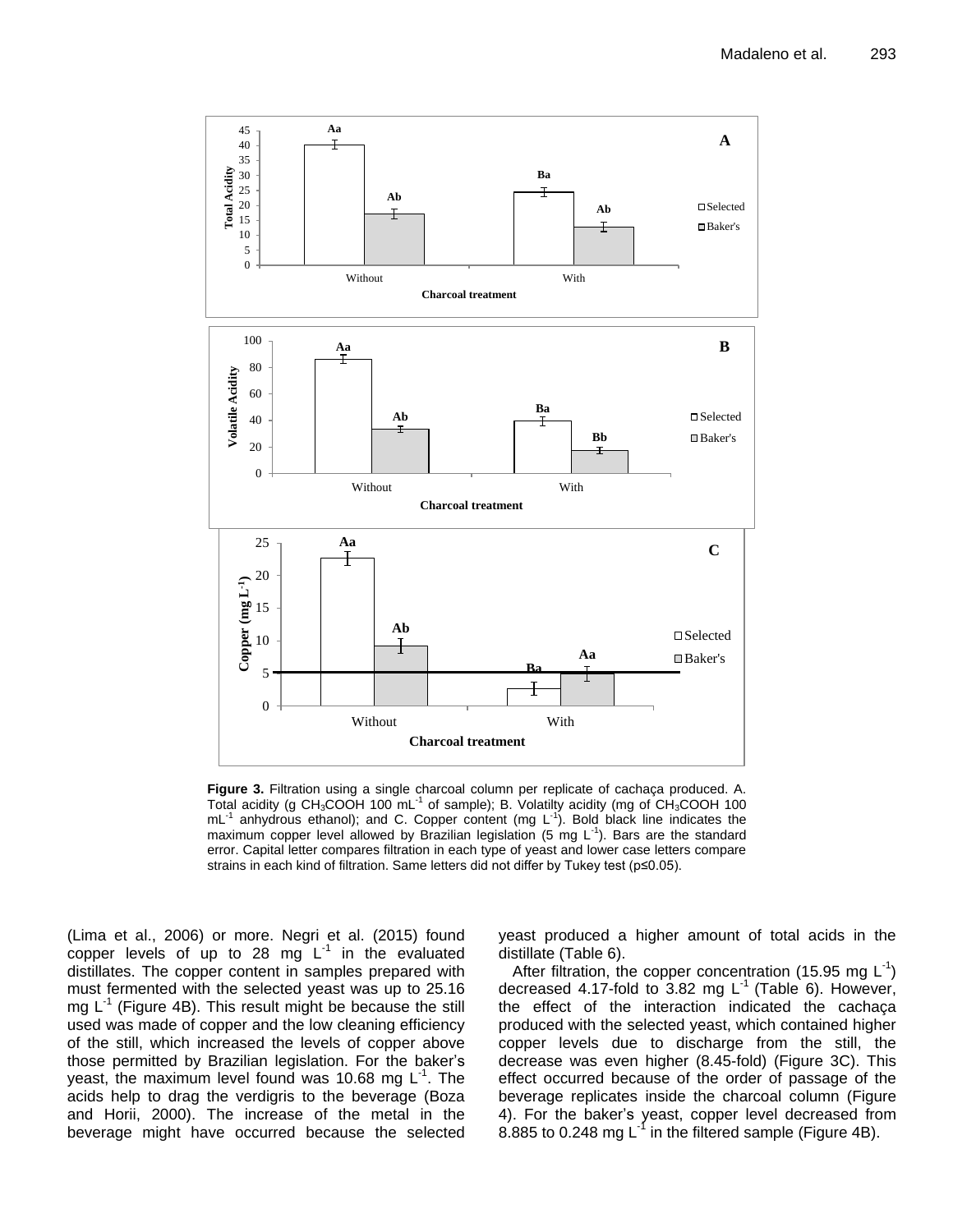**Figure 3.** Filtration using a single charcoal column per replicate of cachaça produced. A. Total acidity (g $CH_3COOH$ 100 $mL^{-1}$ of sample); B. Volatilty acidity (mg of $CH_3COOH$ 100 $mL^{-1}$ anhydrous ethanol); and C. Copper content (mg $L^{-1}$). Bold black line indicates the maximum copper level allowed by Brazilian legislation (5 mg $L^{-1}$). Bars are the standard error. Capital letter compares filtration in each type of yeast and lower case letters compare strains in each kind of filtration. Same letters did not differ by Tukey test (p≤0.05).

(Lima et al., 2006) or more. Negri et al. (2015) found copper levels of up to 28 mg $L^{-1}$ in the evaluated distillates. The copper content in samples prepared with must fermented with the selected yeast was up to 25.16 mg $L^{-1}$ (Figure 4B). This result might be because the still used was made of copper and the low cleaning efficiency of the still, which increased the levels of copper above those permitted by Brazilian legislation. For the baker's yeast, the maximum level found was 10.68 mg $L^{-1}$. The acids help to drag the verdigris to the beverage (Boza and Horii, 2000). The increase of the metal in the beverage might have occurred because the selected yeast produced a higher amount of total acids in the distillate (Table 6).

After filtration, the copper concentration (15.95 mg $L^{-1}$) decreased 4.17-fold to 3.82 mg $L^{-1}$ (Table 6). However, the effect of the interaction indicated the cachaça produced with the selected yeast, which contained higher copper levels due to discharge from the still, the decrease was even higher (8.45-fold) (Figure 3C). This effect occurred because of the order of passage of the beverage replicates inside the charcoal column (Figure 4). For the baker's yeast, copper level decreased from 8.885 to 0.248 mg $L^{-1}$ in the filtered sample (Figure 4B).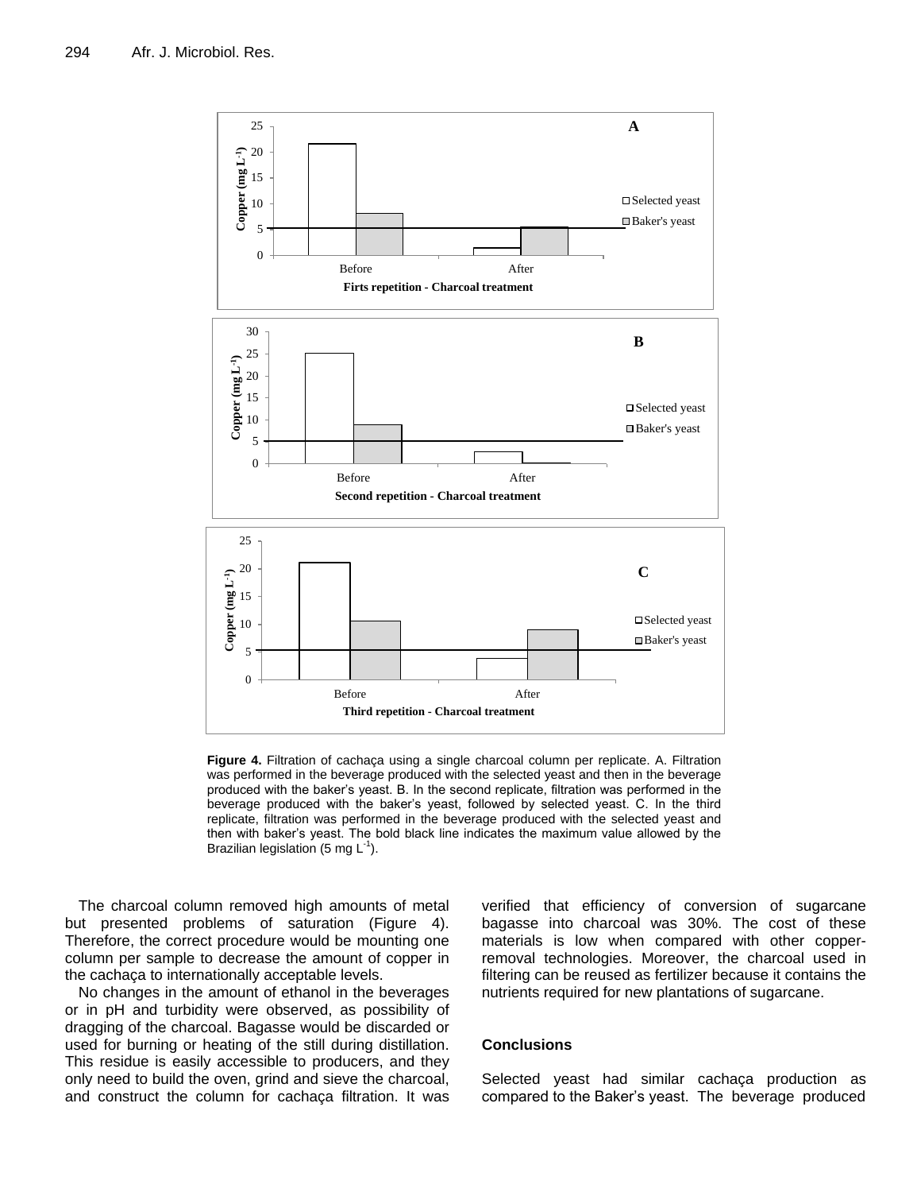**Figure 4.** Filtration of cachaça using a single charcoal column per replicate. A. Filtration was performed in the beverage produced with the selected yeast and then in the beverage produced with the baker's yeast. B. In the second replicate, filtration was performed in the beverage produced with the baker's yeast, followed by selected yeast. C. In the third replicate, filtration was performed in the beverage produced with the selected yeast and then with baker's yeast. The bold black line indicates the maximum value allowed by the Brazilian legislation (5 mg $L^{-1}$).

The charcoal column removed high amounts of metal but presented problems of saturation (Figure 4). Therefore, the correct procedure would be mounting one column per sample to decrease the amount of copper in the cachaça to internationally acceptable levels.

No changes in the amount of ethanol in the beverages or in pH and turbidity were observed, as possibility of dragging of the charcoal. Bagasse would be discarded or used for burning or heating of the still during distillation. This residue is easily accessible to producers, and they only need to build the oven, grind and sieve the charcoal, and construct the column for cachaça filtration. It was verified that efficiency of conversion of sugarcane bagasse into charcoal was 30%. The cost of these materials is low when compared with other copper-removal technologies. Moreover, the charcoal used in filtering can be reused as fertilizer because it contains the nutrients required for new plantations of sugarcane.

## Conclusions

Selected yeast had similar cachaça production as compared to the Baker's yeast. The beverage produced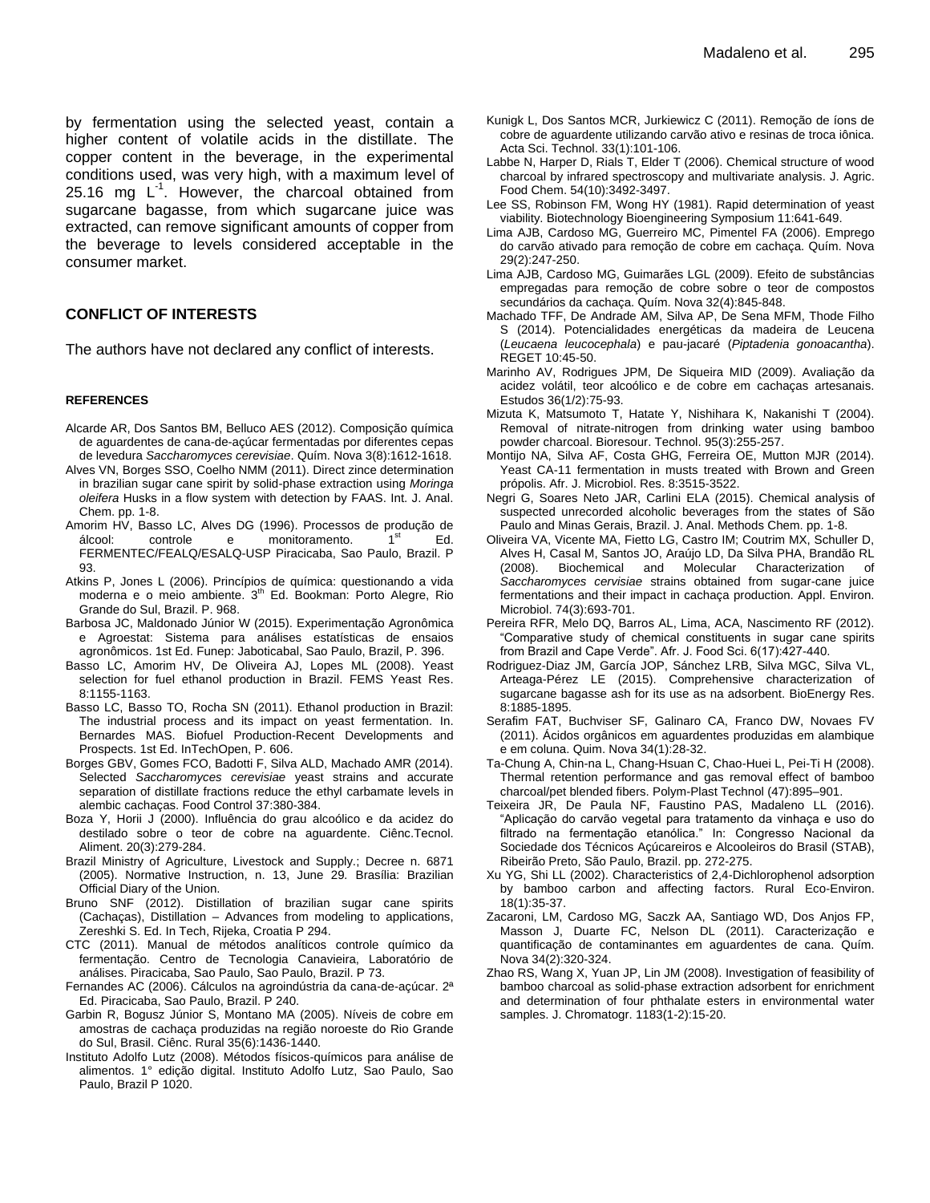by fermentation using the selected yeast, contain a higher content of volatile acids in the distillate. The copper content in the beverage, in the experimental conditions used, was very high, with a maximum level of 25.16 mg $L^{-1}$. However, the charcoal obtained from sugarcane bagasse, from which sugarcane juice was extracted, can remove significant amounts of copper from the beverage to levels considered acceptable in the consumer market.

## CONFLICT OF INTERESTS

The authors have not declared any conflict of interests.

## REFERENCES

Alcarde AR, Dos Santos BM, Belluco AES (2012). Composição química de aguardentes de cana-de-açúcar fermentadas por diferentes cepas de levedura *Saccharomyces cerevisiae*. Quím. Nova 3(8):1612-1618.

Alves VN, Borges SSO, Coelho NMM (2011). Direct zince determination in brazilian sugar cane spirit by solid-phase extraction using *Moringa oleifera* Husks in a flow system with detection by FAAS. Int. J. Anal. Chem. pp. 1-8.

Amorim HV, Basso LC, Alves DG (1996). Processos de produção de álcool: controle e monitoramento. 1st Ed. FERMENTEC/FEALQ/ESALQ-USP Piracicaba, Sao Paulo, Brazil. P 93.

Atkins P, Jones L (2006). Princípios de química: questionando a vida moderna e o meio ambiente. 3th Ed. Bookman: Porto Alegre, Rio Grande do Sul, Brazil. P. 968.

Barbosa JC, Maldonado Júnior W (2015). Experimentação Agronômica e Agroestat: Sistema para análises estatísticas de ensaios agronômicos. 1st Ed. Funep: Jaboticabal, Sao Paulo, Brazil, P. 396.

Basso LC, Amorim HV, De Oliveira AJ, Lopes ML (2008). Yeast selection for fuel ethanol production in Brazil. FEMS Yeast Res. 8:1155-1163.

Basso LC, Basso TO, Rocha SN (2011). Ethanol production in Brazil: The industrial process and its impact on yeast fermentation. In. Bernardes MAS. Biofuel Production-Recent Developments and Prospects. 1st Ed. InTechOpen, P. 606.

Borges GBV, Gomes FCO, Badotti F, Silva ALD, Machado AMR (2014). Selected *Saccharomyces cerevisiae* yeast strains and accurate separation of distillate fractions reduce the ethyl carbamate levels in alembic cachaças. Food Control 37:380-384.

Boza Y, Horii J (2000). Influência do grau alcoólico e da acidez do destilado sobre o teor de cobre na aguardente. Ciênc.Tecnol. Aliment. 20(3):279-284.

Brazil Ministry of Agriculture, Livestock and Supply.; Decree n. 6871 (2005). Normative Instruction, n. 13, June 29. Brasília: Brazilian Official Diary of the Union.

Bruno SNF (2012). Distillation of brazilian sugar cane spirits (Cachaças), Distillation – Advances from modeling to applications, Zereshki S. Ed. In Tech, Rijeka, Croatia P 294.

CTC (2011). Manual de métodos analíticos controle químico da fermentação. Centro de Tecnologia Canavieira, Laboratório de análises. Piracicaba, Sao Paulo, Brazil. P 73.

Fernandes AC (2006). Cálculos na agroindústria da cana-de-açúcar. 2ª Ed. Piracicaba, Sao Paulo, Brazil. P 240.

Garbin R, Bogusz Júnior S, Montano MA (2005). Níveis de cobre em amostras de cachaça produzidas na região noroeste do Rio Grande do Sul, Brasil. Ciênc. Rural 35(6):1436-1440.

Instituto Adolfo Lutz (2008). Métodos físicos-químicos para análise de alimentos. 1° edição digital. Instituto Adolfo Lutz, Sao Paulo, Sao Paulo, Brazil P 1020.

Kunigk L, Dos Santos MCR, Jurkiewicz C (2011). Remoção de íons de cobre de aguardente utilizando carvão ativo e resinas de troca iônica. Acta Sci. Technol. 33(1):101-106.

Labbe N, Harper D, Rials T, Elder T (2006). Chemical structure of wood charcoal by infrared spectroscopy and multivariate analysis. J. Agric. Food Chem. 54(10):3492-3497.

Lee SS, Robinson FM, Wong HY (1981). Rapid determination of yeast viability. Biotechnology Bioengineering Symposium 11:641-649.

Lima AJB, Cardoso MG, Guerreiro MC, Pimentel FA (2006). Emprego do carvão ativado para remoção de cobre em cachaça. Quím. Nova 29(2):247-250.

Lima AJB, Cardoso MG, Guimarães LGL (2009). Efeito de substâncias empregadas para remoção de cobre sobre o teor de compostos secundários da cachaça. Quím. Nova 32(4):845-848.

Machado TFF, De Andrade AM, Silva AP, De Sena MFM, Thode Filho S (2014). Potencialidades energéticas da madeira de Leucena (*Leucaena leucocephala*) e pau-jacaré (*Piptadenia gonoacantha*). REGET 10:45-50.

Marinho AV, Rodrigues JPM, De Siqueira MID (2009). Avaliação da acidez volátil, teor alcoólico e de cobre em cachaças artesanais. Estudos 36(1/2):75-93.

Mizuta K, Matsumoto T, Hatate Y, Nishihara K, Nakanishi T (2004). Removal of nitrate-nitrogen from drinking water using bamboo powder charcoal. Bioresour. Technol. 95(3):255-257.

Montijo NA, Silva AF, Costa GHG, Ferreira OE, Mutton MJR (2014). Yeast CA-11 fermentation in musts treated with Brown and Green própolis. Afr. J. Microbiol. Res. 8:3515-3522.

Negri G, Soares Neto JAR, Carlini ELA (2015). Chemical analysis of suspected unrecorded alcoholic beverages from the states of São Paulo and Minas Gerais, Brazil. J. Anal. Methods Chem. pp. 1-8.

Oliveira VA, Vicente MA, Fietto LG, Castro IM; Coutrim MX, Schuller D, Alves H, Casal M, Santos JO, Araújo LD, Da Silva PHA, Brandão RL (2008). Biochemical and Molecular Characterization of *Saccharomyces cervisiae* strains obtained from sugar-cane juice fermentations and their impact in cachaça production. Appl. Environ. Microbiol. 74(3):693-701.

Pereira RFR, Melo DQ, Barros AL, Lima, ACA, Nascimento RF (2012). "Comparative study of chemical constituents in sugar cane spirits from Brazil and Cape Verde". Afr. J. Food Sci. 6(17):427-440.

Rodriguez-Diaz JM, García JOP, Sánchez LRB, Silva MGC, Silva VL, Arteaga-Pérez LE (2015). Comprehensive characterization of sugarcane bagasse ash for its use as na adsorbent. BioEnergy Res. 8:1885-1895.

Serafim FAT, Buchviser SF, Galinaro CA, Franco DW, Novaes FV (2011). Ácidos orgânicos em aguardentes produzidas em alambique e em coluna. Quim. Nova 34(1):28-32.

Ta-Chung A, Chin-na L, Chang-Hsuan C, Chao-Huei L, Pei-Ti H (2008). Thermal retention performance and gas removal effect of bamboo charcoal/pet blended fibers. Polym-Plast Technol (47):895–901.

Teixeira JR, De Paula NF, Faustino PAS, Madaleno LL (2016). "Aplicação do carvão vegetal para tratamento da vinhaça e uso do filtrado na fermentação etanólica." In: Congresso Nacional da Sociedade dos Técnicos Açúcareiros e Alcooleiros do Brasil (STAB), Ribeirão Preto, São Paulo, Brazil. pp. 272-275.

Xu YG, Shi LL (2002). Characteristics of 2,4-Dichlorophenol adsorption by bamboo carbon and affecting factors. Rural Eco-Environ. 18(1):35-37.

Zacaroni, LM, Cardoso MG, Saczk AA, Santiago WD, Dos Anjos FP, Masson J, Duarte FC, Nelson DL (2011). Caracterização e quantificação de contaminantes em aguardentes de cana. Quím. Nova 34(2):320-324.

Zhao RS, Wang X, Yuan JP, Lin JM (2008). Investigation of feasibility of bamboo charcoal as solid-phase extraction adsorbent for enrichment and determination of four phthalate esters in environmental water samples. J. Chromatogr. 1183(1-2):15-20.